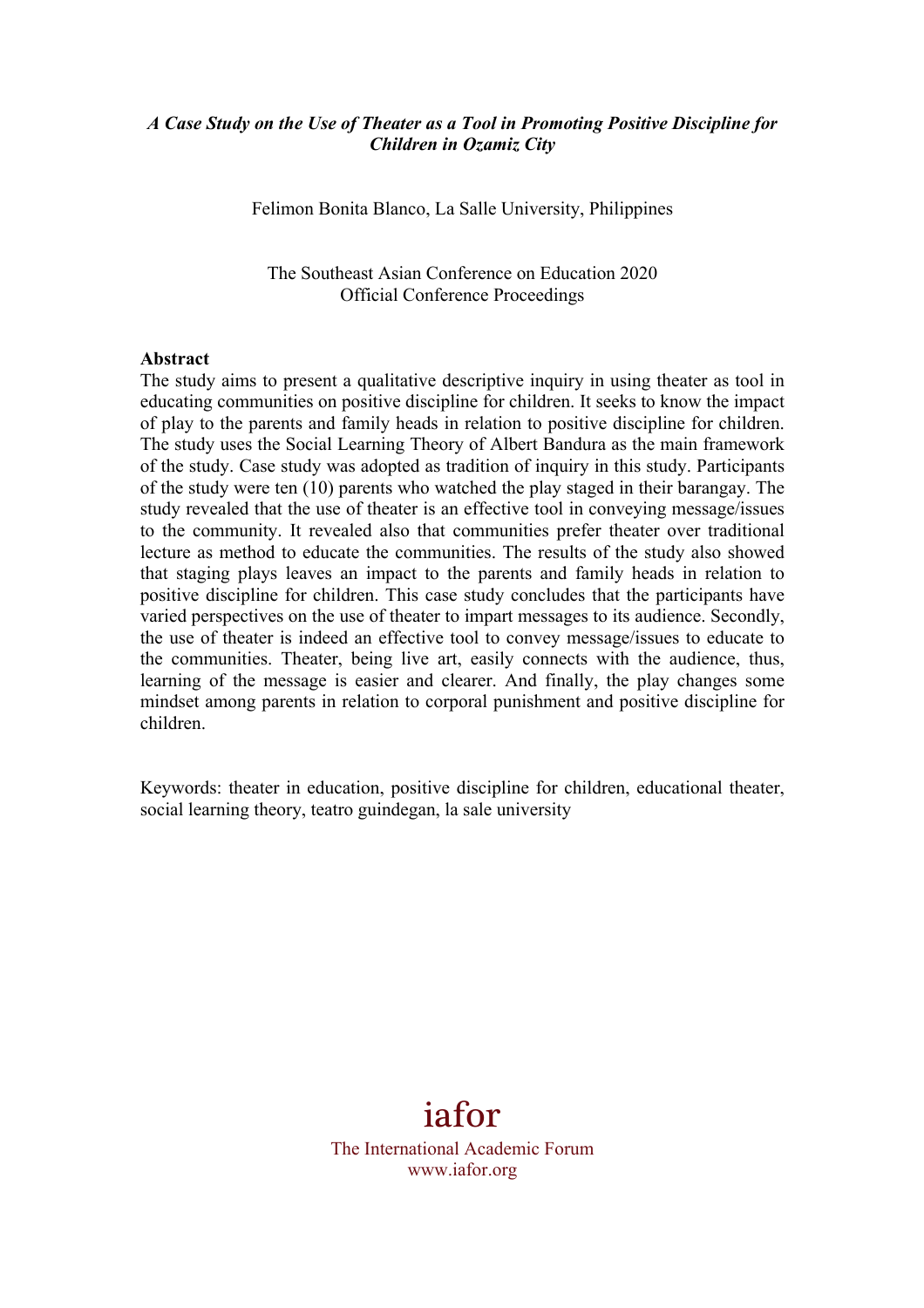***A Case Study on the Use of Theater as a Tool in Promoting Positive Discipline for Children in Ozamiz City***

Felimon Bonita Blanco, La Salle University, Philippines

The Southeast Asian Conference on Education 2020
Official Conference Proceedings

**Abstract**

The study aims to present a qualitative descriptive inquiry in using theater as tool in educating communities on positive discipline for children. It seeks to know the impact of play to the parents and family heads in relation to positive discipline for children. The study uses the Social Learning Theory of Albert Bandura as the main framework of the study. Case study was adopted as tradition of inquiry in this study. Participants of the study were ten (10) parents who watched the play staged in their barangay. The study revealed that the use of theater is an effective tool in conveying message/issues to the community. It revealed also that communities prefer theater over traditional lecture as method to educate the communities. The results of the study also showed that staging plays leaves an impact to the parents and family heads in relation to positive discipline for children. This case study concludes that the participants have varied perspectives on the use of theater to impart messages to its audience. Secondly, the use of theater is indeed an effective tool to convey message/issues to educate to the communities. Theater, being live art, easily connects with the audience, thus, learning of the message is easier and clearer. And finally, the play changes some mindset among parents in relation to corporal punishment and positive discipline for children.

Keywords: theater in education, positive discipline for children, educational theater, social learning theory, teatro guindegan, la sale university

iafor
The International Academic Forum
www.iafor.org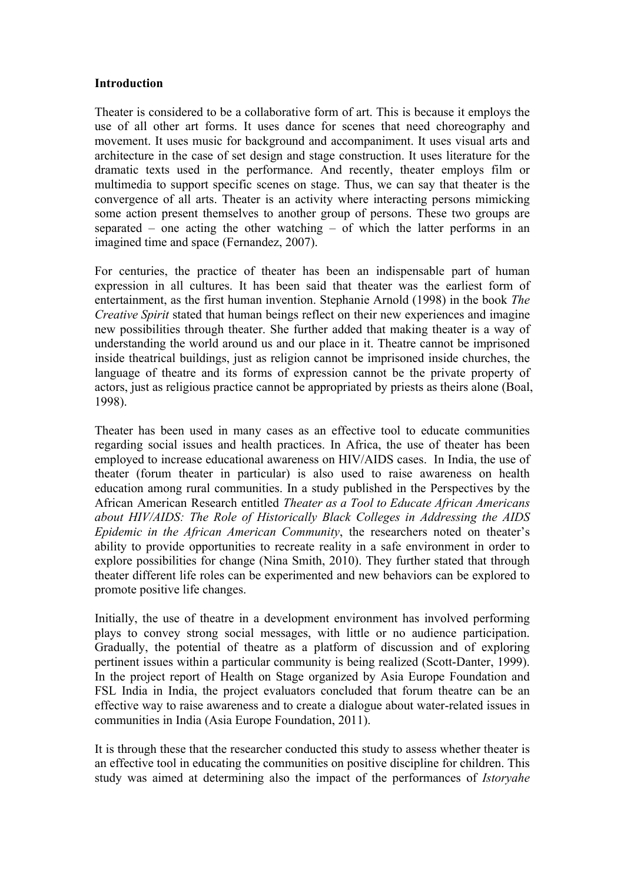**Introduction**

Theater is considered to be a collaborative form of art. This is because it employs the use of all other art forms. It uses dance for scenes that need choreography and movement. It uses music for background and accompaniment. It uses visual arts and architecture in the case of set design and stage construction. It uses literature for the dramatic texts used in the performance. And recently, theater employs film or multimedia to support specific scenes on stage. Thus, we can say that theater is the convergence of all arts. Theater is an activity where interacting persons mimicking some action present themselves to another group of persons. These two groups are separated – one acting the other watching – of which the latter performs in an imagined time and space (Fernandez, 2007).

For centuries, the practice of theater has been an indispensable part of human expression in all cultures. It has been said that theater was the earliest form of entertainment, as the first human invention. Stephanie Arnold (1998) in the book *The Creative Spirit* stated that human beings reflect on their new experiences and imagine new possibilities through theater. She further added that making theater is a way of understanding the world around us and our place in it. Theatre cannot be imprisoned inside theatrical buildings, just as religion cannot be imprisoned inside churches, the language of theatre and its forms of expression cannot be the private property of actors, just as religious practice cannot be appropriated by priests as theirs alone (Boal, 1998).

Theater has been used in many cases as an effective tool to educate communities regarding social issues and health practices. In Africa, the use of theater has been employed to increase educational awareness on HIV/AIDS cases. In India, the use of theater (forum theater in particular) is also used to raise awareness on health education among rural communities. In a study published in the Perspectives by the African American Research entitled *Theater as a Tool to Educate African Americans about HIV/AIDS: The Role of Historically Black Colleges in Addressing the AIDS Epidemic in the African American Community*, the researchers noted on theater's ability to provide opportunities to recreate reality in a safe environment in order to explore possibilities for change (Nina Smith, 2010). They further stated that through theater different life roles can be experimented and new behaviors can be explored to promote positive life changes.

Initially, the use of theatre in a development environment has involved performing plays to convey strong social messages, with little or no audience participation. Gradually, the potential of theatre as a platform of discussion and of exploring pertinent issues within a particular community is being realized (Scott-Danter, 1999). In the project report of Health on Stage organized by Asia Europe Foundation and FSL India in India, the project evaluators concluded that forum theatre can be an effective way to raise awareness and to create a dialogue about water-related issues in communities in India (Asia Europe Foundation, 2011).

It is through these that the researcher conducted this study to assess whether theater is an effective tool in educating the communities on positive discipline for children. This study was aimed at determining also the impact of the performances of *Istoryahe*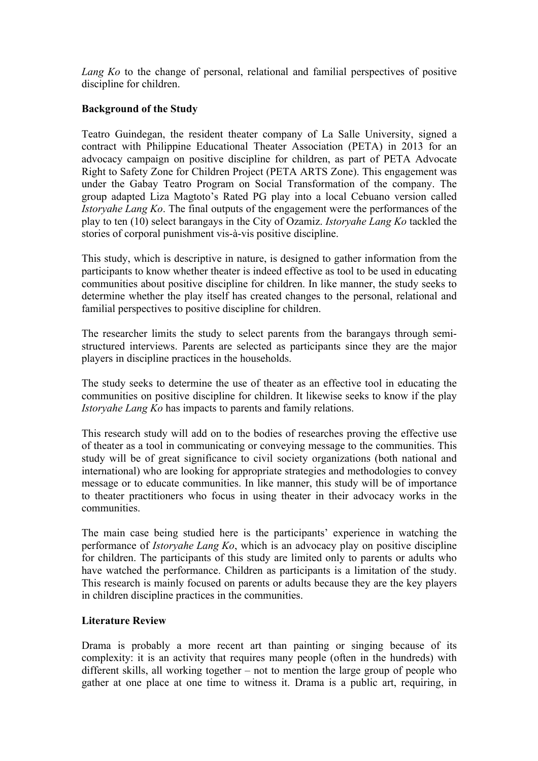*Lang Ko* to the change of personal, relational and familial perspectives of positive discipline for children.

**Background of the Study**

Teatro Guindegan, the resident theater company of La Salle University, signed a contract with Philippine Educational Theater Association (PETA) in 2013 for an advocacy campaign on positive discipline for children, as part of PETA Advocate Right to Safety Zone for Children Project (PETA ARTS Zone). This engagement was under the Gabay Teatro Program on Social Transformation of the company. The group adapted Liza Magtoto's Rated PG play into a local Cebuano version called *Istoryahe Lang Ko*. The final outputs of the engagement were the performances of the play to ten (10) select barangays in the City of Ozamiz. *Istoryahe Lang Ko* tackled the stories of corporal punishment vis-à-vis positive discipline.

This study, which is descriptive in nature, is designed to gather information from the participants to know whether theater is indeed effective as tool to be used in educating communities about positive discipline for children. In like manner, the study seeks to determine whether the play itself has created changes to the personal, relational and familial perspectives to positive discipline for children.

The researcher limits the study to select parents from the barangays through semi-structured interviews. Parents are selected as participants since they are the major players in discipline practices in the households.

The study seeks to determine the use of theater as an effective tool in educating the communities on positive discipline for children. It likewise seeks to know if the play *Istoryahe Lang Ko* has impacts to parents and family relations.

This research study will add on to the bodies of researches proving the effective use of theater as a tool in communicating or conveying message to the communities. This study will be of great significance to civil society organizations (both national and international) who are looking for appropriate strategies and methodologies to convey message or to educate communities. In like manner, this study will be of importance to theater practitioners who focus in using theater in their advocacy works in the communities.

The main case being studied here is the participants' experience in watching the performance of *Istoryahe Lang Ko*, which is an advocacy play on positive discipline for children. The participants of this study are limited only to parents or adults who have watched the performance. Children as participants is a limitation of the study. This research is mainly focused on parents or adults because they are the key players in children discipline practices in the communities.

**Literature Review**

Drama is probably a more recent art than painting or singing because of its complexity: it is an activity that requires many people (often in the hundreds) with different skills, all working together – not to mention the large group of people who gather at one place at one time to witness it. Drama is a public art, requiring, in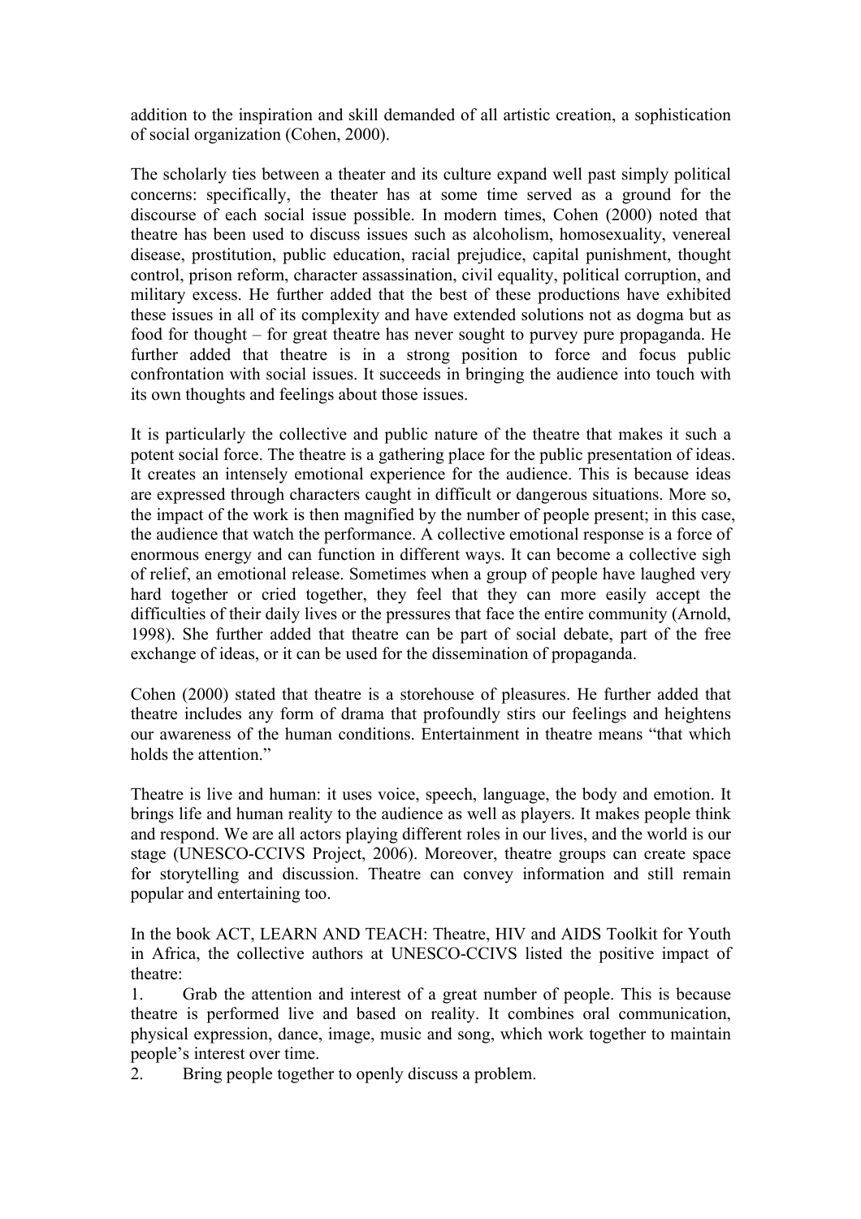addition to the inspiration and skill demanded of all artistic creation, a sophistication of social organization (Cohen, 2000).

The scholarly ties between a theater and its culture expand well past simply political concerns: specifically, the theater has at some time served as a ground for the discourse of each social issue possible. In modern times, Cohen (2000) noted that theatre has been used to discuss issues such as alcoholism, homosexuality, venereal disease, prostitution, public education, racial prejudice, capital punishment, thought control, prison reform, character assassination, civil equality, political corruption, and military excess. He further added that the best of these productions have exhibited these issues in all of its complexity and have extended solutions not as dogma but as food for thought – for great theatre has never sought to purvey pure propaganda. He further added that theatre is in a strong position to force and focus public confrontation with social issues. It succeeds in bringing the audience into touch with its own thoughts and feelings about those issues.

It is particularly the collective and public nature of the theatre that makes it such a potent social force. The theatre is a gathering place for the public presentation of ideas. It creates an intensely emotional experience for the audience. This is because ideas are expressed through characters caught in difficult or dangerous situations. More so, the impact of the work is then magnified by the number of people present; in this case, the audience that watch the performance. A collective emotional response is a force of enormous energy and can function in different ways. It can become a collective sigh of relief, an emotional release. Sometimes when a group of people have laughed very hard together or cried together, they feel that they can more easily accept the difficulties of their daily lives or the pressures that face the entire community (Arnold, 1998). She further added that theatre can be part of social debate, part of the free exchange of ideas, or it can be used for the dissemination of propaganda.

Cohen (2000) stated that theatre is a storehouse of pleasures. He further added that theatre includes any form of drama that profoundly stirs our feelings and heightens our awareness of the human conditions. Entertainment in theatre means "that which holds the attention."

Theatre is live and human: it uses voice, speech, language, the body and emotion. It brings life and human reality to the audience as well as players. It makes people think and respond. We are all actors playing different roles in our lives, and the world is our stage (UNESCO-CCIVS Project, 2006). Moreover, theatre groups can create space for storytelling and discussion. Theatre can convey information and still remain popular and entertaining too.

In the book ACT, LEARN AND TEACH: Theatre, HIV and AIDS Toolkit for Youth in Africa, the collective authors at UNESCO-CCIVS listed the positive impact of theatre:

1. Grab the attention and interest of a great number of people. This is because theatre is performed live and based on reality. It combines oral communication, physical expression, dance, image, music and song, which work together to maintain people's interest over time.
2. Bring people together to openly discuss a problem.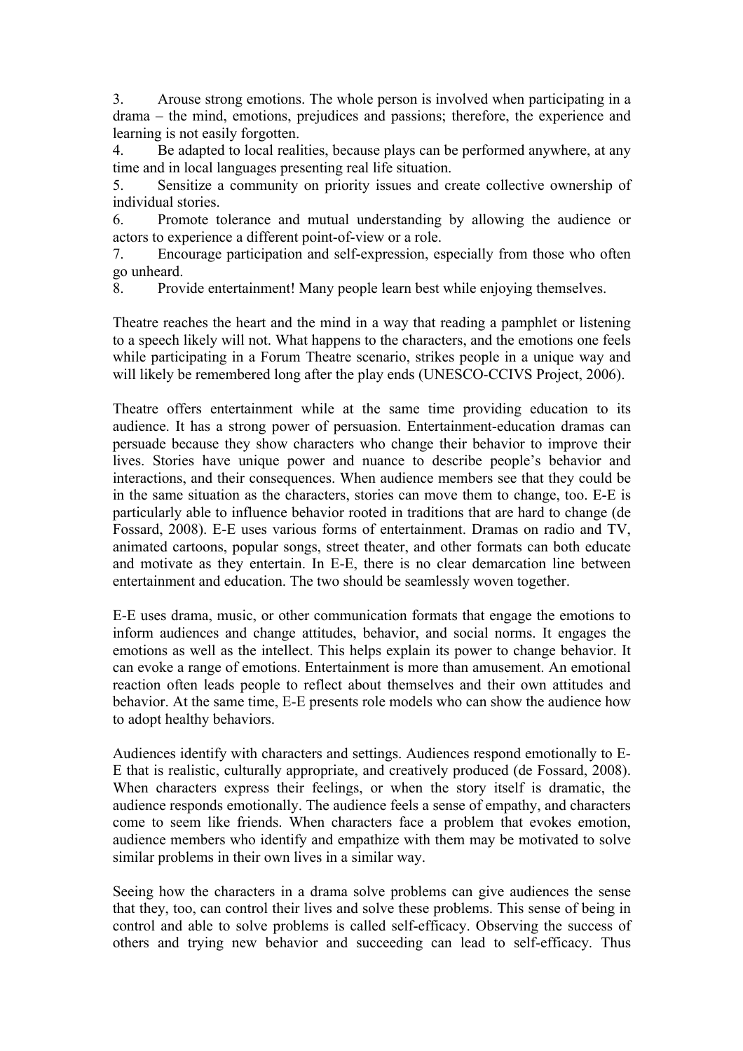3. Arouse strong emotions. The whole person is involved when participating in a drama – the mind, emotions, prejudices and passions; therefore, the experience and learning is not easily forgotten.
4. Be adapted to local realities, because plays can be performed anywhere, at any time and in local languages presenting real life situation.
5. Sensitize a community on priority issues and create collective ownership of individual stories.
6. Promote tolerance and mutual understanding by allowing the audience or actors to experience a different point-of-view or a role.
7. Encourage participation and self-expression, especially from those who often go unheard.
8. Provide entertainment! Many people learn best while enjoying themselves.

Theatre reaches the heart and the mind in a way that reading a pamphlet or listening to a speech likely will not. What happens to the characters, and the emotions one feels while participating in a Forum Theatre scenario, strikes people in a unique way and will likely be remembered long after the play ends (UNESCO-CCIVS Project, 2006).

Theatre offers entertainment while at the same time providing education to its audience. It has a strong power of persuasion. Entertainment-education dramas can persuade because they show characters who change their behavior to improve their lives. Stories have unique power and nuance to describe people's behavior and interactions, and their consequences. When audience members see that they could be in the same situation as the characters, stories can move them to change, too. E-E is particularly able to influence behavior rooted in traditions that are hard to change (de Fossard, 2008). E-E uses various forms of entertainment. Dramas on radio and TV, animated cartoons, popular songs, street theater, and other formats can both educate and motivate as they entertain. In E-E, there is no clear demarcation line between entertainment and education. The two should be seamlessly woven together.

E-E uses drama, music, or other communication formats that engage the emotions to inform audiences and change attitudes, behavior, and social norms. It engages the emotions as well as the intellect. This helps explain its power to change behavior. It can evoke a range of emotions. Entertainment is more than amusement. An emotional reaction often leads people to reflect about themselves and their own attitudes and behavior. At the same time, E-E presents role models who can show the audience how to adopt healthy behaviors.

Audiences identify with characters and settings. Audiences respond emotionally to E-E that is realistic, culturally appropriate, and creatively produced (de Fossard, 2008). When characters express their feelings, or when the story itself is dramatic, the audience responds emotionally. The audience feels a sense of empathy, and characters come to seem like friends. When characters face a problem that evokes emotion, audience members who identify and empathize with them may be motivated to solve similar problems in their own lives in a similar way.

Seeing how the characters in a drama solve problems can give audiences the sense that they, too, can control their lives and solve these problems. This sense of being in control and able to solve problems is called self-efficacy. Observing the success of others and trying new behavior and succeeding can lead to self-efficacy. Thus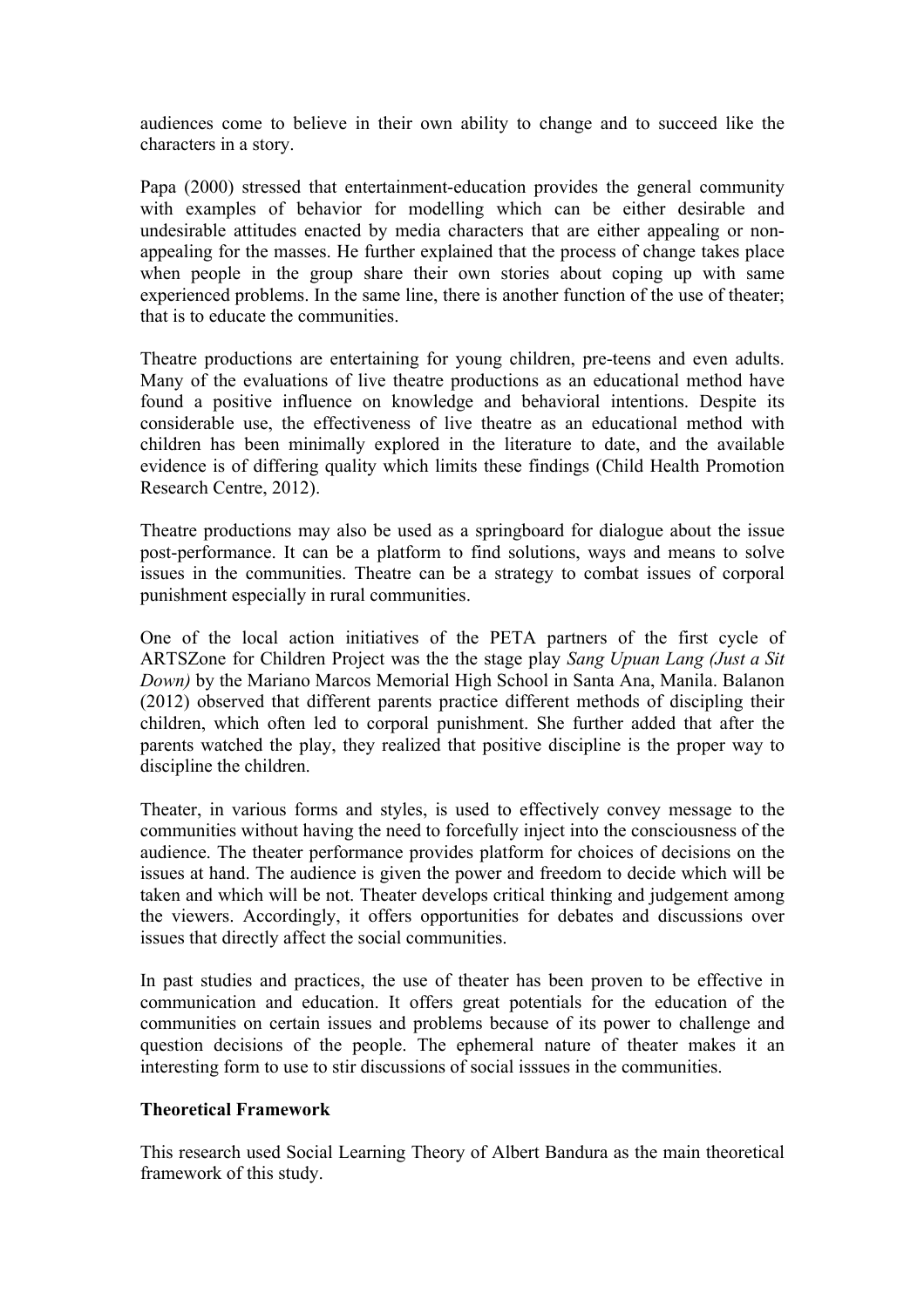audiences come to believe in their own ability to change and to succeed like the characters in a story.

Papa (2000) stressed that entertainment-education provides the general community with examples of behavior for modelling which can be either desirable and undesirable attitudes enacted by media characters that are either appealing or non-appealing for the masses. He further explained that the process of change takes place when people in the group share their own stories about coping up with same experienced problems. In the same line, there is another function of the use of theater; that is to educate the communities.

Theatre productions are entertaining for young children, pre-teens and even adults. Many of the evaluations of live theatre productions as an educational method have found a positive influence on knowledge and behavioral intentions. Despite its considerable use, the effectiveness of live theatre as an educational method with children has been minimally explored in the literature to date, and the available evidence is of differing quality which limits these findings (Child Health Promotion Research Centre, 2012).

Theatre productions may also be used as a springboard for dialogue about the issue post-performance. It can be a platform to find solutions, ways and means to solve issues in the communities. Theatre can be a strategy to combat issues of corporal punishment especially in rural communities.

One of the local action initiatives of the PETA partners of the first cycle of ARTSZone for Children Project was the the stage play *Sang Upuan Lang (Just a Sit Down)* by the Mariano Marcos Memorial High School in Santa Ana, Manila. Balanon (2012) observed that different parents practice different methods of discipling their children, which often led to corporal punishment. She further added that after the parents watched the play, they realized that positive discipline is the proper way to discipline the children.

Theater, in various forms and styles, is used to effectively convey message to the communities without having the need to forcefully inject into the consciousness of the audience. The theater performance provides platform for choices of decisions on the issues at hand. The audience is given the power and freedom to decide which will be taken and which will be not. Theater develops critical thinking and judgement among the viewers. Accordingly, it offers opportunities for debates and discussions over issues that directly affect the social communities.

In past studies and practices, the use of theater has been proven to be effective in communication and education. It offers great potentials for the education of the communities on certain issues and problems because of its power to challenge and question decisions of the people. The ephemeral nature of theater makes it an interesting form to use to stir discussions of social isssues in the communities.

**Theoretical Framework**

This research used Social Learning Theory of Albert Bandura as the main theoretical framework of this study.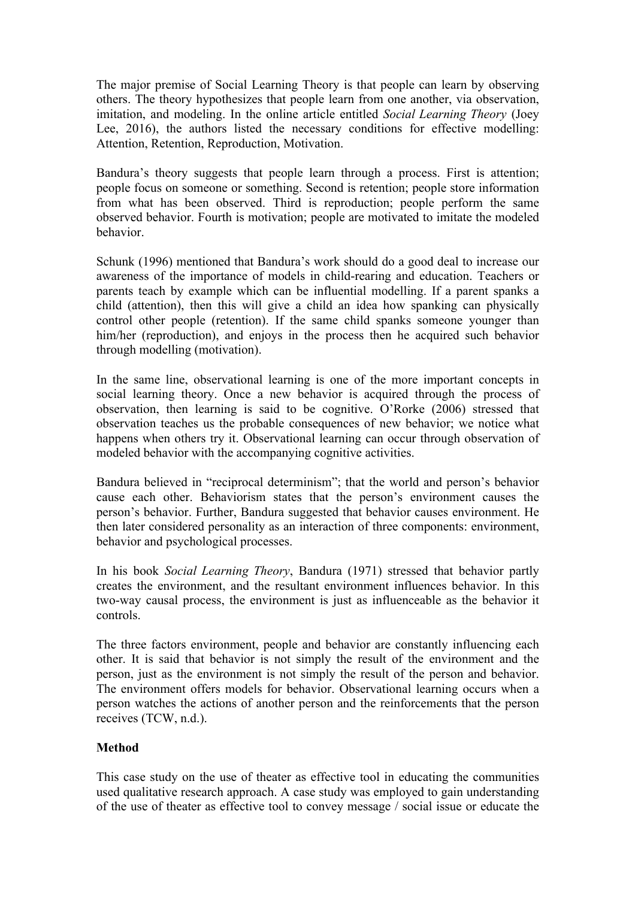The major premise of Social Learning Theory is that people can learn by observing others. The theory hypothesizes that people learn from one another, via observation, imitation, and modeling. In the online article entitled *Social Learning Theory* (Joey Lee, 2016), the authors listed the necessary conditions for effective modelling: Attention, Retention, Reproduction, Motivation.

Bandura's theory suggests that people learn through a process. First is attention; people focus on someone or something. Second is retention; people store information from what has been observed. Third is reproduction; people perform the same observed behavior. Fourth is motivation; people are motivated to imitate the modeled behavior.

Schunk (1996) mentioned that Bandura's work should do a good deal to increase our awareness of the importance of models in child-rearing and education. Teachers or parents teach by example which can be influential modelling. If a parent spanks a child (attention), then this will give a child an idea how spanking can physically control other people (retention). If the same child spanks someone younger than him/her (reproduction), and enjoys in the process then he acquired such behavior through modelling (motivation).

In the same line, observational learning is one of the more important concepts in social learning theory. Once a new behavior is acquired through the process of observation, then learning is said to be cognitive. O'Rorke (2006) stressed that observation teaches us the probable consequences of new behavior; we notice what happens when others try it. Observational learning can occur through observation of modeled behavior with the accompanying cognitive activities.

Bandura believed in "reciprocal determinism"; that the world and person's behavior cause each other. Behaviorism states that the person's environment causes the person's behavior. Further, Bandura suggested that behavior causes environment. He then later considered personality as an interaction of three components: environment, behavior and psychological processes.

In his book *Social Learning Theory*, Bandura (1971) stressed that behavior partly creates the environment, and the resultant environment influences behavior. In this two-way causal process, the environment is just as influenceable as the behavior it controls.

The three factors environment, people and behavior are constantly influencing each other. It is said that behavior is not simply the result of the environment and the person, just as the environment is not simply the result of the person and behavior. The environment offers models for behavior. Observational learning occurs when a person watches the actions of another person and the reinforcements that the person receives (TCW, n.d.).

**Method**

This case study on the use of theater as effective tool in educating the communities used qualitative research approach. A case study was employed to gain understanding of the use of theater as effective tool to convey message / social issue or educate the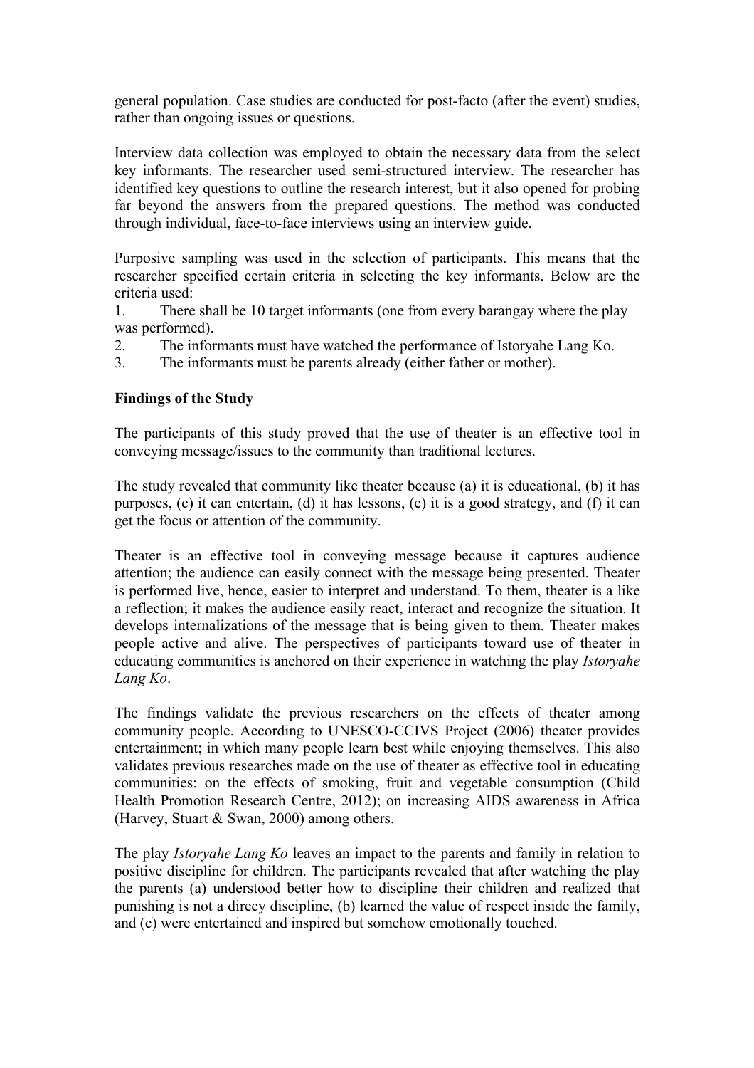general population. Case studies are conducted for post-facto (after the event) studies, rather than ongoing issues or questions.

Interview data collection was employed to obtain the necessary data from the select key informants. The researcher used semi-structured interview. The researcher has identified key questions to outline the research interest, but it also opened for probing far beyond the answers from the prepared questions. The method was conducted through individual, face-to-face interviews using an interview guide.

Purposive sampling was used in the selection of participants. This means that the researcher specified certain criteria in selecting the key informants. Below are the criteria used:

1. There shall be 10 target informants (one from every barangay where the play was performed).
2. The informants must have watched the performance of Istoryahe Lang Ko.
3. The informants must be parents already (either father or mother).

**Findings of the Study**

The participants of this study proved that the use of theater is an effective tool in conveying message/issues to the community than traditional lectures.

The study revealed that community like theater because (a) it is educational, (b) it has purposes, (c) it can entertain, (d) it has lessons, (e) it is a good strategy, and (f) it can get the focus or attention of the community.

Theater is an effective tool in conveying message because it captures audience attention; the audience can easily connect with the message being presented. Theater is performed live, hence, easier to interpret and understand. To them, theater is a like a reflection; it makes the audience easily react, interact and recognize the situation. It develops internalizations of the message that is being given to them. Theater makes people active and alive. The perspectives of participants toward use of theater in educating communities is anchored on their experience in watching the play *Istoryahe Lang Ko*.

The findings validate the previous researchers on the effects of theater among community people. According to UNESCO-CCIVS Project (2006) theater provides entertainment; in which many people learn best while enjoying themselves. This also validates previous researches made on the use of theater as effective tool in educating communities: on the effects of smoking, fruit and vegetable consumption (Child Health Promotion Research Centre, 2012); on increasing AIDS awareness in Africa (Harvey, Stuart & Swan, 2000) among others.

The play *Istoryahe Lang Ko* leaves an impact to the parents and family in relation to positive discipline for children. The participants revealed that after watching the play the parents (a) understood better how to discipline their children and realized that punishing is not a direcy discipline, (b) learned the value of respect inside the family, and (c) were entertained and inspired but somehow emotionally touched.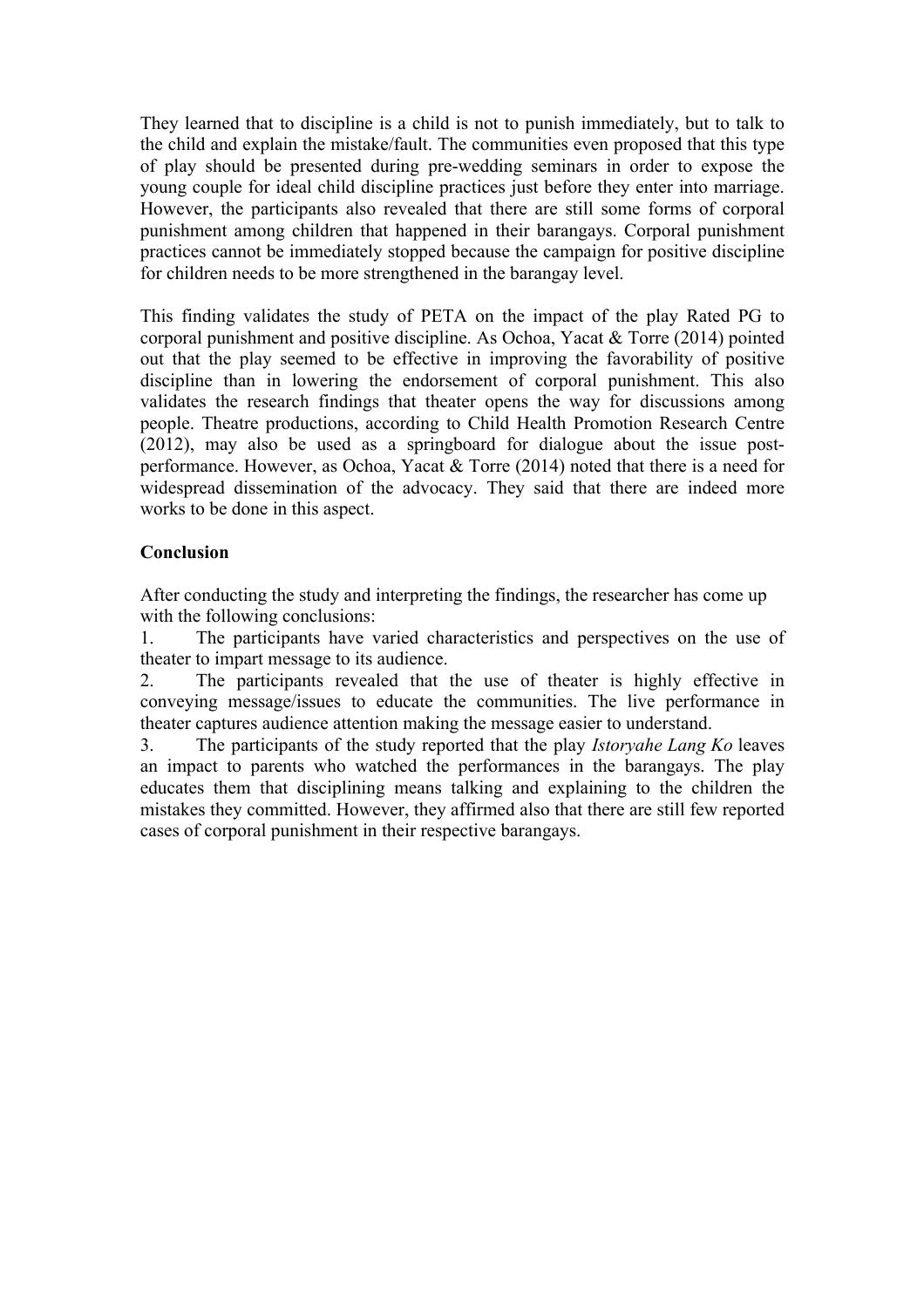They learned that to discipline is a child is not to punish immediately, but to talk to the child and explain the mistake/fault. The communities even proposed that this type of play should be presented during pre-wedding seminars in order to expose the young couple for ideal child discipline practices just before they enter into marriage. However, the participants also revealed that there are still some forms of corporal punishment among children that happened in their barangays. Corporal punishment practices cannot be immediately stopped because the campaign for positive discipline for children needs to be more strengthened in the barangay level.

This finding validates the study of PETA on the impact of the play Rated PG to corporal punishment and positive discipline. As Ochoa, Yacat & Torre (2014) pointed out that the play seemed to be effective in improving the favorability of positive discipline than in lowering the endorsement of corporal punishment. This also validates the research findings that theater opens the way for discussions among people. Theatre productions, according to Child Health Promotion Research Centre (2012), may also be used as a springboard for dialogue about the issue post-performance. However, as Ochoa, Yacat & Torre (2014) noted that there is a need for widespread dissemination of the advocacy. They said that there are indeed more works to be done in this aspect.

**Conclusion**

After conducting the study and interpreting the findings, the researcher has come up with the following conclusions:

1. The participants have varied characteristics and perspectives on the use of theater to impart message to its audience.
2. The participants revealed that the use of theater is highly effective in conveying message/issues to educate the communities. The live performance in theater captures audience attention making the message easier to understand.
3. The participants of the study reported that the play *Istoryahe Lang Ko* leaves an impact to parents who watched the performances in the barangays. The play educates them that disciplining means talking and explaining to the children the mistakes they committed. However, they affirmed also that there are still few reported cases of corporal punishment in their respective barangays.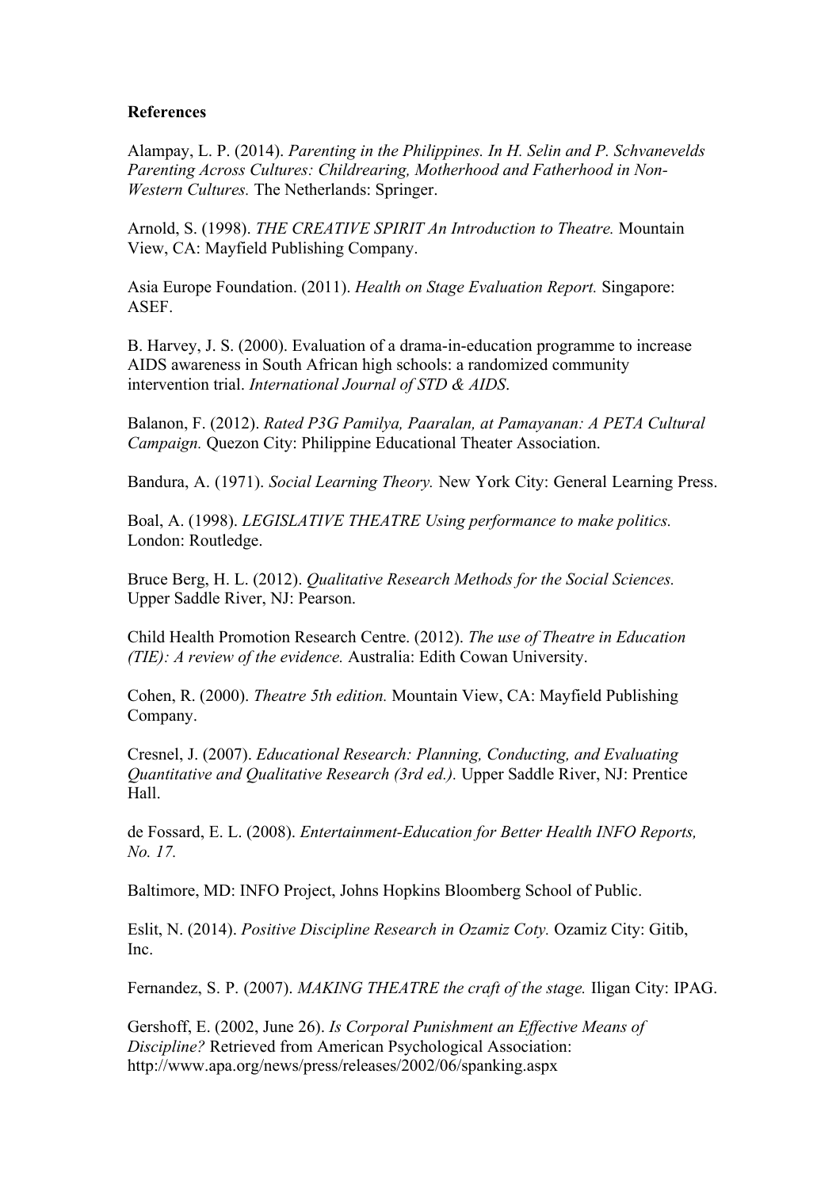**References**

Alampay, L. P. (2014). *Parenting in the Philippines. In H. Selin and P. Schvanevelds Parenting Across Cultures: Childrearing, Motherhood and Fatherhood in Non-Western Cultures.* The Netherlands: Springer.

Arnold, S. (1998). *THE CREATIVE SPIRIT An Introduction to Theatre.* Mountain View, CA: Mayfield Publishing Company.

Asia Europe Foundation. (2011). *Health on Stage Evaluation Report.* Singapore: ASEF.

B. Harvey, J. S. (2000). Evaluation of a drama-in-education programme to increase AIDS awareness in South African high schools: a randomized community intervention trial. *International Journal of STD & AIDS.*

Balanon, F. (2012). *Rated P3G Pamilya, Paaralan, at Pamayanan: A PETA Cultural Campaign.* Quezon City: Philippine Educational Theater Association.

Bandura, A. (1971). *Social Learning Theory.* New York City: General Learning Press.

Boal, A. (1998). *LEGISLATIVE THEATRE Using performance to make politics.* London: Routledge.

Bruce Berg, H. L. (2012). *Qualitative Research Methods for the Social Sciences.* Upper Saddle River, NJ: Pearson.

Child Health Promotion Research Centre. (2012). *The use of Theatre in Education (TIE): A review of the evidence.* Australia: Edith Cowan University.

Cohen, R. (2000). *Theatre 5th edition.* Mountain View, CA: Mayfield Publishing Company.

Cresnel, J. (2007). *Educational Research: Planning, Conducting, and Evaluating Quantitative and Qualitative Research (3rd ed.).* Upper Saddle River, NJ: Prentice Hall.

de Fossard, E. L. (2008). *Entertainment-Education for Better Health INFO Reports, No. 17.*

Baltimore, MD: INFO Project, Johns Hopkins Bloomberg School of Public.

Eslit, N. (2014). *Positive Discipline Research in Ozamiz Coty.* Ozamiz City: Gitib, Inc.

Fernandez, S. P. (2007). *MAKING THEATRE the craft of the stage.* Iligan City: IPAG.

Gershoff, E. (2002, June 26). *Is Corporal Punishment an Effective Means of Discipline?* Retrieved from American Psychological Association: http://www.apa.org/news/press/releases/2002/06/spanking.aspx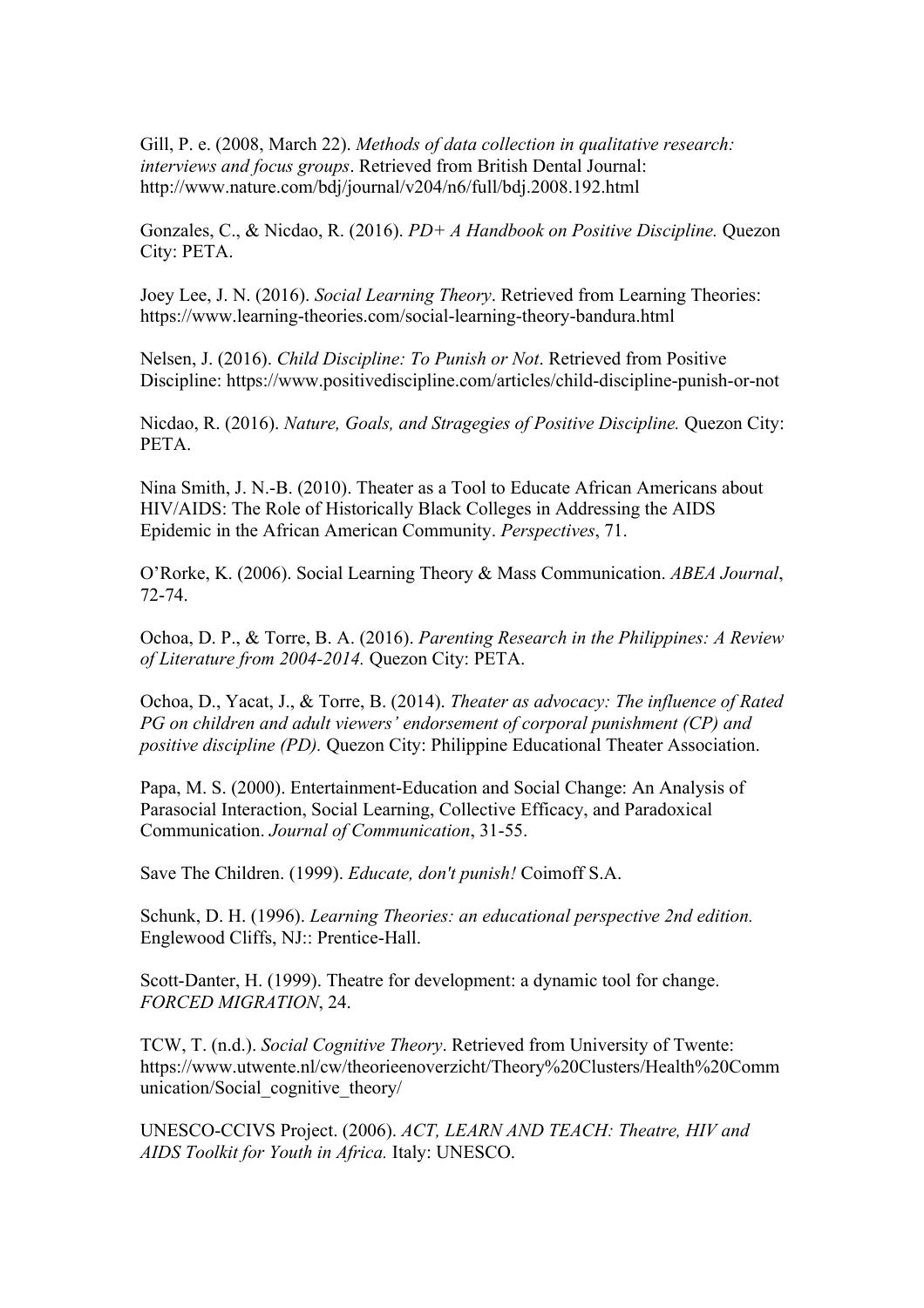Gill, P. e. (2008, March 22). *Methods of data collection in qualitative research: interviews and focus groups*. Retrieved from British Dental Journal: http://www.nature.com/bdj/journal/v204/n6/full/bdj.2008.192.html

Gonzales, C., & Nicdao, R. (2016). *PD+ A Handbook on Positive Discipline.* Quezon City: PETA.

Joey Lee, J. N. (2016). *Social Learning Theory*. Retrieved from Learning Theories: https://www.learning-theories.com/social-learning-theory-bandura.html

Nelsen, J. (2016). *Child Discipline: To Punish or Not*. Retrieved from Positive Discipline: https://www.positivediscipline.com/articles/child-discipline-punish-or-not

Nicdao, R. (2016). *Nature, Goals, and Stragegies of Positive Discipline.* Quezon City: PETA.

Nina Smith, J. N.-B. (2010). Theater as a Tool to Educate African Americans about HIV/AIDS: The Role of Historically Black Colleges in Addressing the AIDS Epidemic in the African American Community. *Perspectives*, 71.

O'Rorke, K. (2006). Social Learning Theory & Mass Communication. *ABEA Journal*, 72-74.

Ochoa, D. P., & Torre, B. A. (2016). *Parenting Research in the Philippines: A Review of Literature from 2004-2014.* Quezon City: PETA.

Ochoa, D., Yacat, J., & Torre, B. (2014). *Theater as advocacy: The influence of Rated PG on children and adult viewers' endorsement of corporal punishment (CP) and positive discipline (PD).* Quezon City: Philippine Educational Theater Association.

Papa, M. S. (2000). Entertainment-Education and Social Change: An Analysis of Parasocial Interaction, Social Learning, Collective Efficacy, and Paradoxical Communication. *Journal of Communication*, 31-55.

Save The Children. (1999). *Educate, don't punish!* Coimoff S.A.

Schunk, D. H. (1996). *Learning Theories: an educational perspective 2nd edition.* Englewood Cliffs, NJ:: Prentice-Hall.

Scott-Danter, H. (1999). Theatre for development: a dynamic tool for change. *FORCED MIGRATION*, 24.

TCW, T. (n.d.). *Social Cognitive Theory*. Retrieved from University of Twente: https://www.utwente.nl/cw/theorieenoverzicht/Theory%20Clusters/Health%20Communication/Social_cognitive_theory/

UNESCO-CCIVS Project. (2006). *ACT, LEARN AND TEACH: Theatre, HIV and AIDS Toolkit for Youth in Africa.* Italy: UNESCO.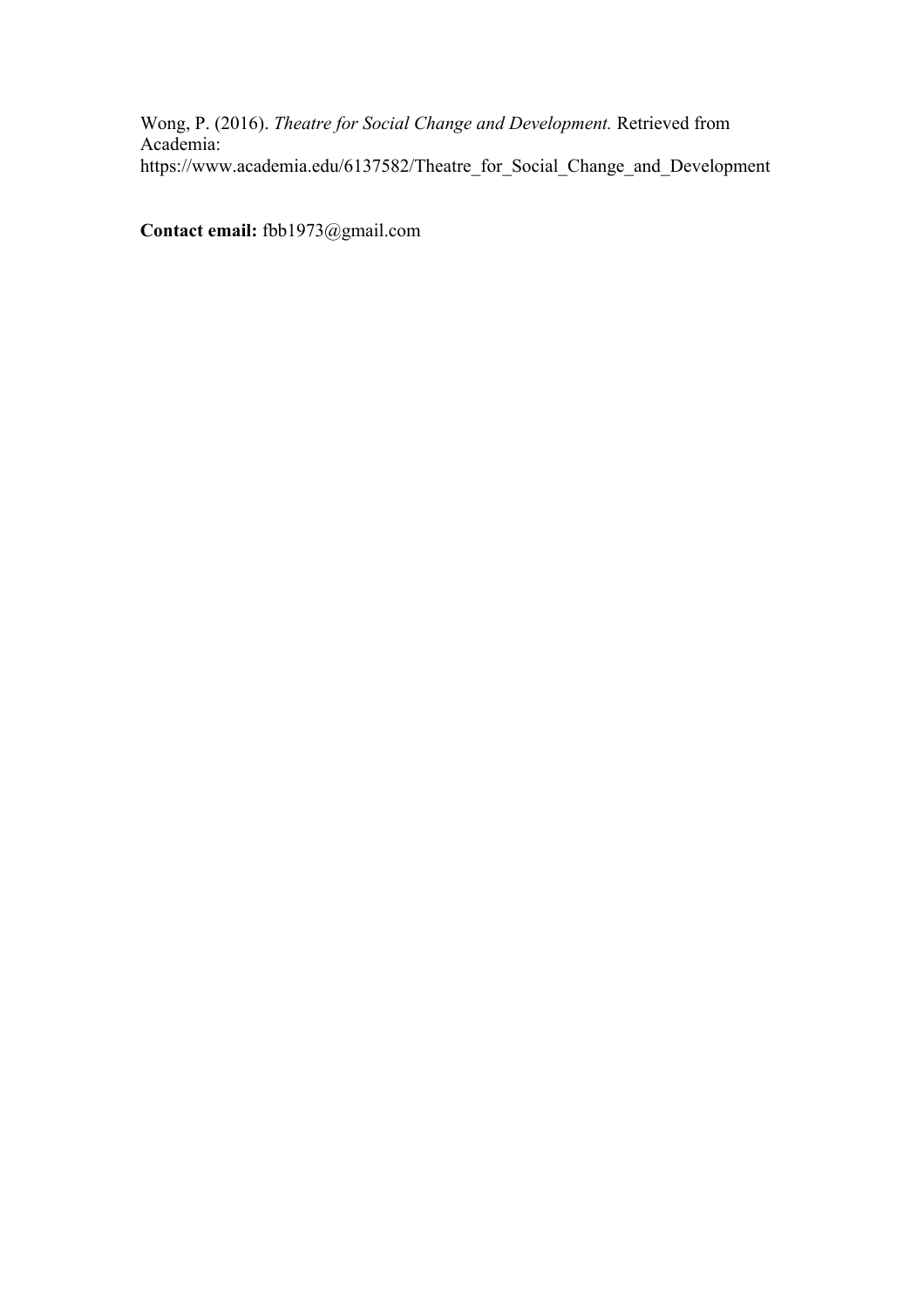Wong, P. (2016). *Theatre for Social Change and Development.* Retrieved from Academia: https://www.academia.edu/6137582/Theatre_for_Social_Change_and_Development

**Contact email:** fbb1973@gmail.com